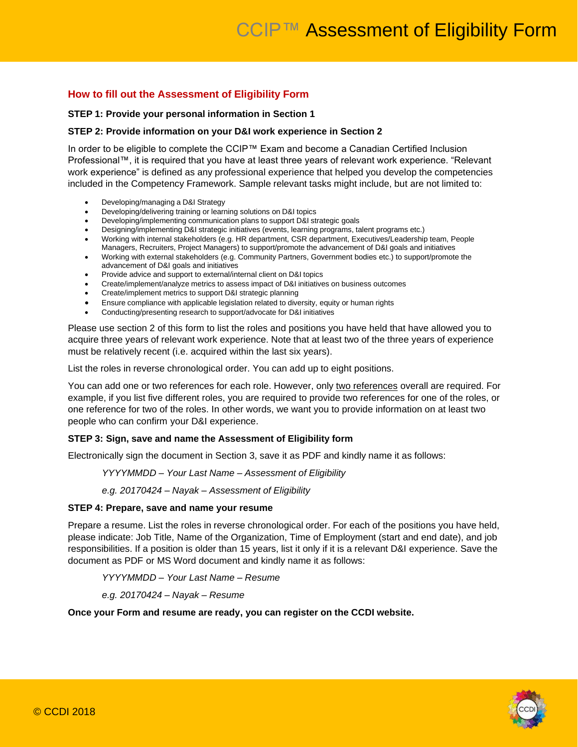# CCIP™ Assessment of Eligibility Form

## How to fill out the Assessment of Eligibility Form

**STEP 1: Provide your personal information in Section 1**

**STEP 2: Provide information on your D&I work experience in Section 2**

In order to be eligible to complete the CCIP™ Exam and become a Canadian Certified Inclusion Professional™, it is required that you have at least three years of relevant work experience. "Relevant work experience" is defined as any professional experience that helped you develop the competencies included in the Competency Framework. Sample relevant tasks might include, but are not limited to:

- Developing/managing a D&I Strategy
- Developing/delivering training or learning solutions on D&I topics
- Developing/implementing communication plans to support D&I strategic goals
- Designing/implementing D&I strategic initiatives (events, learning programs, talent programs etc.)
- Working with internal stakeholders (e.g. HR department, CSR department, Executives/Leadership team, People Managers, Recruiters, Project Managers) to support/promote the advancement of D&I goals and initiatives
- Working with external stakeholders (e.g. Community Partners, Government bodies etc.) to support/promote the advancement of D&I goals and initiatives
- Provide advice and support to external/internal client on D&I topics
- Create/implement/analyze metrics to assess impact of D&I initiatives on business outcomes
- Create/implement metrics to support D&I strategic planning
- Ensure compliance with applicable legislation related to diversity, equity or human rights
- Conducting/presenting research to support/advocate for D&I initiatives

Please use section 2 of this form to list the roles and positions you have held that have allowed you to acquire three years of relevant work experience. Note that at least two of the three years of experience must be relatively recent (i.e. acquired within the last six years).

List the roles in reverse chronological order. You can add up to eight positions.

You can add one or two references for each role. However, only two references overall are required. For example, if you list five different roles, you are required to provide two references for one of the roles, or one reference for two of the roles. In other words, we want you to provide information on at least two people who can confirm your D&I experience.

**STEP 3: Sign, save and name the Assessment of Eligibility form**

Electronically sign the document in Section 3, save it as PDF and kindly name it as follows:

*YYYYMMDD – Your Last Name – Assessment of Eligibility*

*e.g. 20170424 – Nayak – Assessment of Eligibility*

**STEP 4: Prepare, save and name your resume**

Prepare a resume. List the roles in reverse chronological order. For each of the positions you have held, please indicate: Job Title, Name of the Organization, Time of Employment (start and end date), and job responsibilities. If a position is older than 15 years, list it only if it is a relevant D&I experience. Save the document as PDF or MS Word document and kindly name it as follows:

*YYYYMMDD – Your Last Name – Resume*

*e.g. 20170424 – Nayak – Resume*

**Once your Form and resume are ready, you can register on the CCDI website.**

© CCDI 2018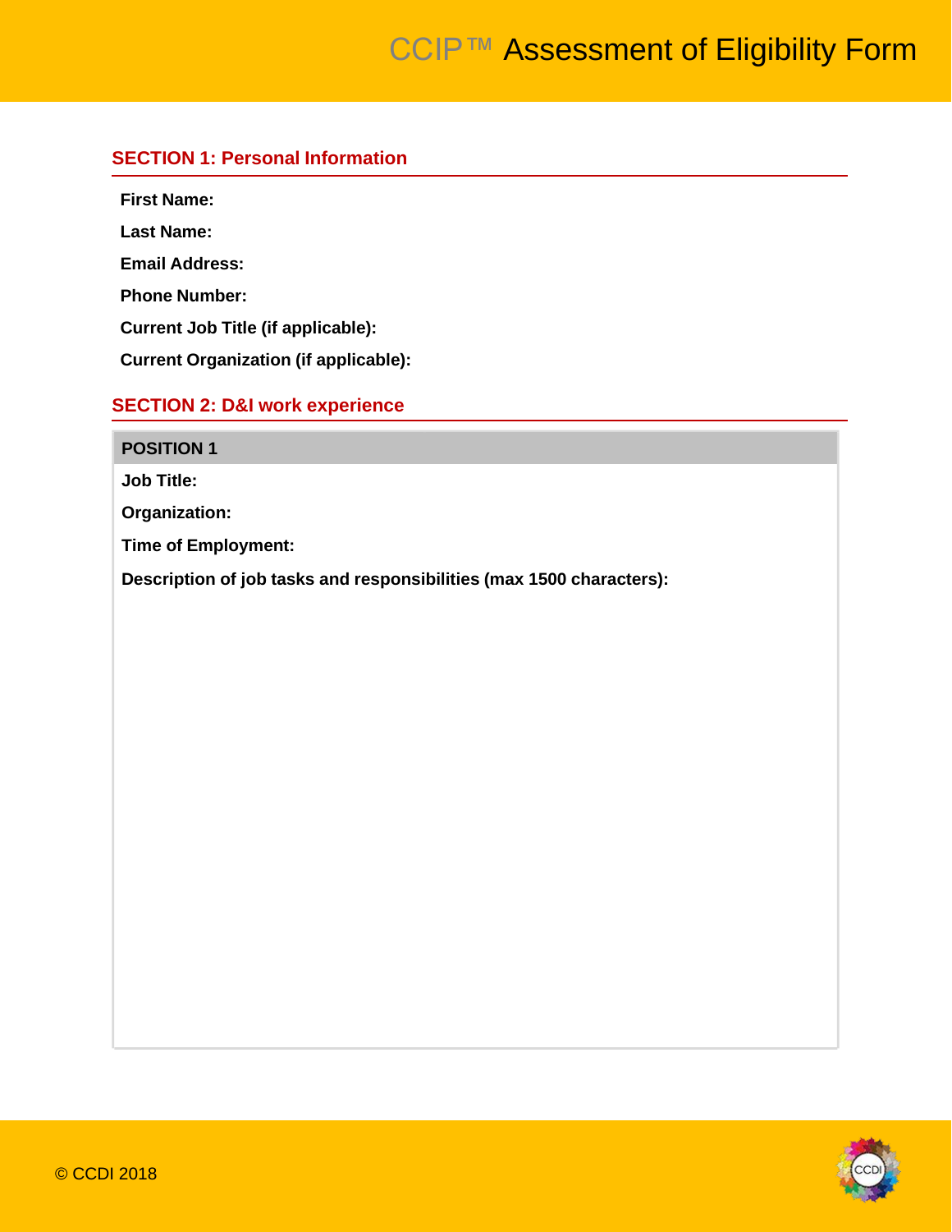# CCIP™ Assessment of Eligibility Form

## SECTION 1: Personal Information

**First Name:**

**Last Name:**

**Email Address:**

**Phone Number:**

**Current Job Title (if applicable):**

**Current Organization (if applicable):**

## SECTION 2: D&I work experience

### POSITION 1

**Job Title:**

**Organization:**

**Time of Employment:**

**Description of job tasks and responsibilities (max 1500 characters):**

© CCDI 2018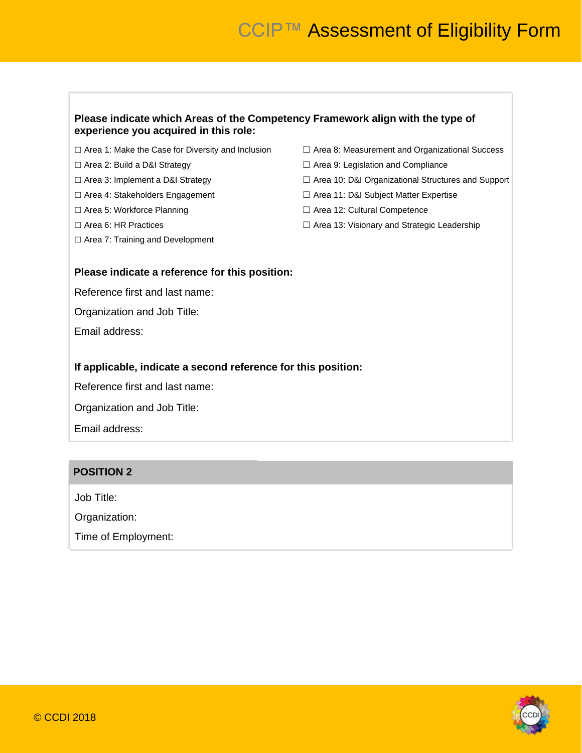**Please indicate which Areas of the Competency Framework align with the type of experience you acquired in this role:**

☐ Area 1: Make the Case for Diversity and Inclusion
☐ Area 2: Build a D&I Strategy
☐ Area 3: Implement a D&I Strategy
☐ Area 4: Stakeholders Engagement
☐ Area 5: Workforce Planning
☐ Area 6: HR Practices
☐ Area 7: Training and Development
☐ Area 8: Measurement and Organizational Success
☐ Area 9: Legislation and Compliance
☐ Area 10: D&I Organizational Structures and Support
☐ Area 11: D&I Subject Matter Expertise
☐ Area 12: Cultural Competence
☐ Area 13: Visionary and Strategic Leadership

**Please indicate a reference for this position:**

Reference first and last name:

Organization and Job Title:

Email address:

**If applicable, indicate a second reference for this position:**

Reference first and last name:

Organization and Job Title:

Email address:

## POSITION 2

Job Title:

Organization:

Time of Employment: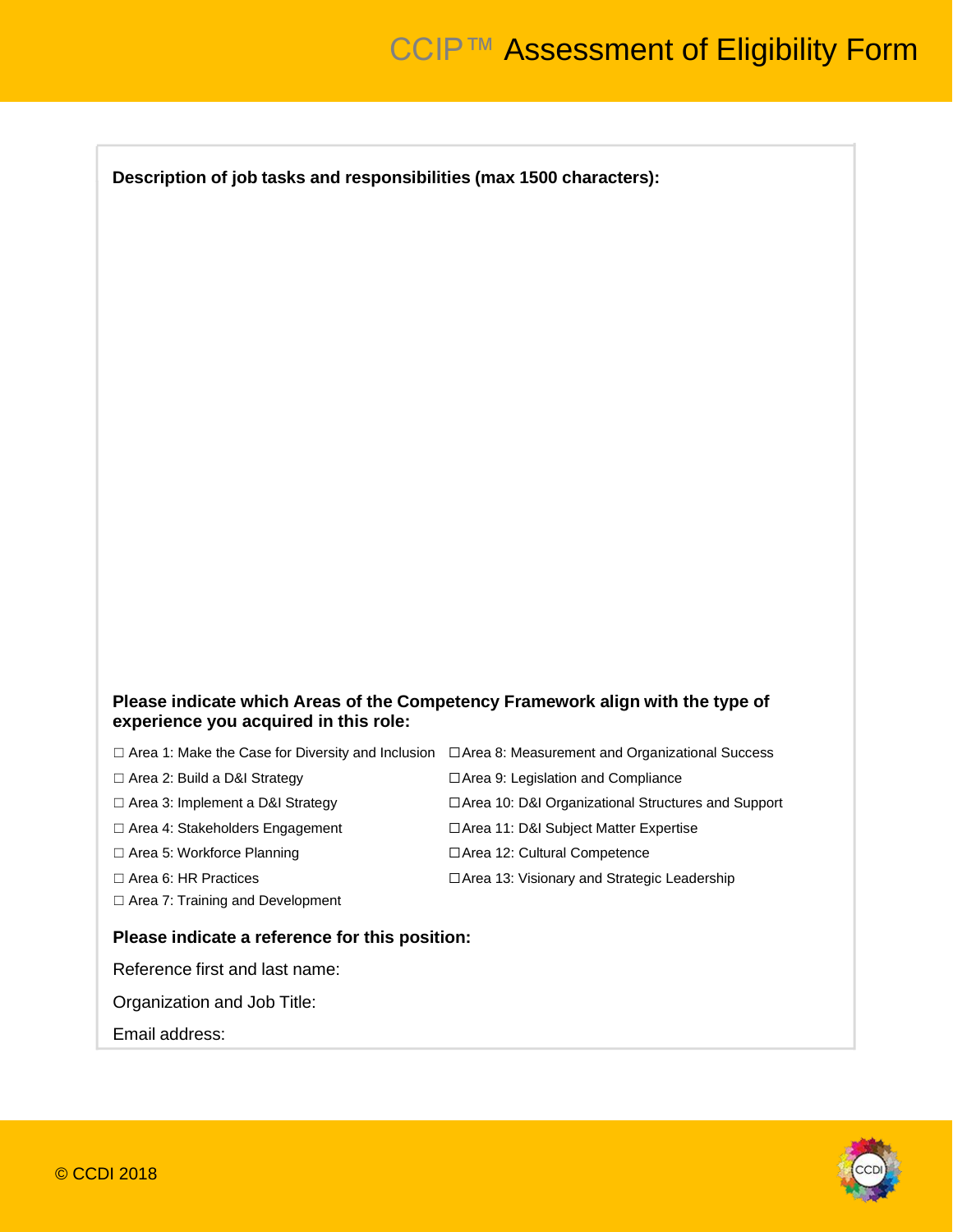# CCIP™ Assessment of Eligibility Form

**Description of job tasks and responsibilities (max 1500 characters):**

**Please indicate which Areas of the Competency Framework align with the type of experience you acquired in this role:**

- ☐ Area 1: Make the Case for Diversity and Inclusion
- ☐ Area 2: Build a D&I Strategy
- ☐ Area 3: Implement a D&I Strategy
- ☐ Area 4: Stakeholders Engagement
- ☐ Area 5: Workforce Planning
- ☐ Area 6: HR Practices
- ☐ Area 7: Training and Development
- ☐ Area 8: Measurement and Organizational Success
- ☐ Area 9: Legislation and Compliance
- ☐ Area 10: D&I Organizational Structures and Support
- ☐ Area 11: D&I Subject Matter Expertise
- ☐ Area 12: Cultural Competence
- ☐ Area 13: Visionary and Strategic Leadership

**Please indicate a reference for this position:**

Reference first and last name:

Organization and Job Title:

Email address: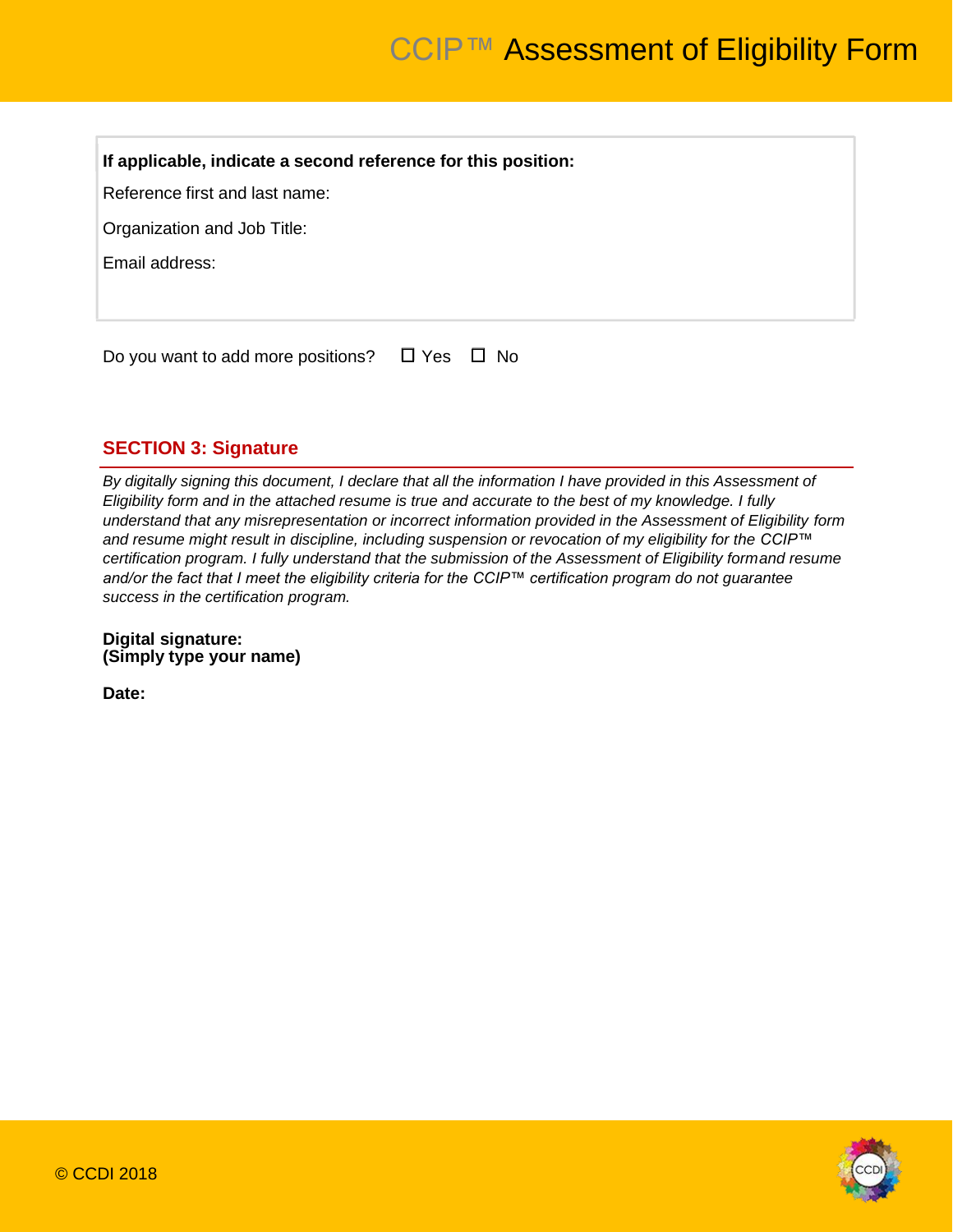**If applicable, indicate a second reference for this position:**

Reference first and last name:

Organization and Job Title:

Email address:

Do you want to add more positions? ☐ Yes ☐ No

## SECTION 3: Signature

*By digitally signing this document, I declare that all the information I have provided in this Assessment of Eligibility form and in the attached resume is true and accurate to the best of my knowledge. I fully understand that any misrepresentation or incorrect information provided in the Assessment of Eligibility form and resume might result in discipline, including suspension or revocation of my eligibility for the CCIP™ certification program. I fully understand that the submission of the Assessment of Eligibility form and resume and/or the fact that I meet the eligibility criteria for the CCIP™ certification program do not guarantee success in the certification program.*

**Digital signature:**
**(Simply type your name)**

**Date:**